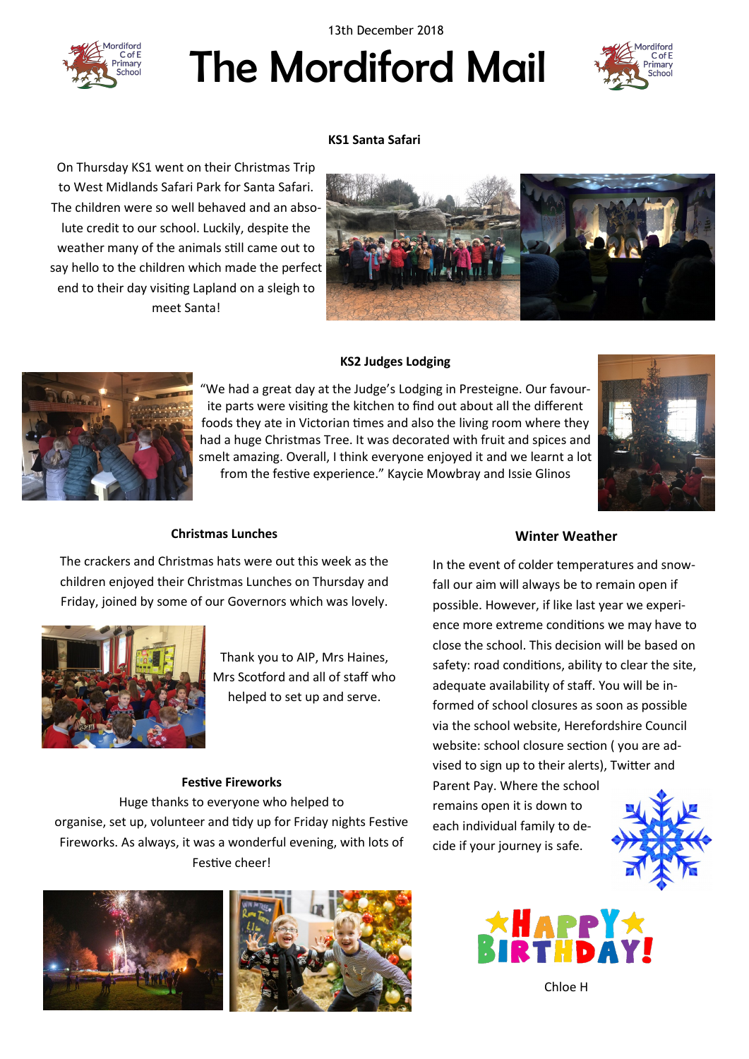13th December 2018

# The Mordiford Mail

### KS1 Santa Safari

On Thursday KS1 went on their Christmas Trip to West Midlands Safari Park for Santa Safari. The children were so well behaved and an absolute credit to our school. Luckily, despite the weather many of the animals still came out to say hello to the children which made the perfect end to their day visiting Lapland on a sleigh to meet Santa!

### KS2 Judges Lodging

"We had a great day at the Judge's Lodging in Presteigne. Our favourite parts were visiting the kitchen to find out about all the different foods they ate in Victorian times and also the living room where they had a huge Christmas Tree. It was decorated with fruit and spices and smelt amazing. Overall, I think everyone enjoyed it and we learnt a lot from the festive experience." Kaycie Mowbray and Issie Glinos

### Christmas Lunches

The crackers and Christmas hats were out this week as the children enjoyed their Christmas Lunches on Thursday and Friday, joined by some of our Governors which was lovely.

Thank you to AIP, Mrs Haines, Mrs Scotford and all of staff who helped to set up and serve.

### Festive Fireworks

Huge thanks to everyone who helped to organise, set up, volunteer and tidy up for Friday nights Festive Fireworks. As always, it was a wonderful evening, with lots of Festive cheer!

### Winter Weather

In the event of colder temperatures and snowfall our aim will always be to remain open if possible. However, if like last year we experience more extreme conditions we may have to close the school. This decision will be based on safety: road conditions, ability to clear the site, adequate availability of staff. You will be informed of school closures as soon as possible via the school website, Herefordshire Council website: school closure section ( you are advised to sign up to their alerts), Twitter and Parent Pay. Where the school remains open it is down to each individual family to decide if your journey is safe.

HAPPY BIRTHDAY!

Chloe H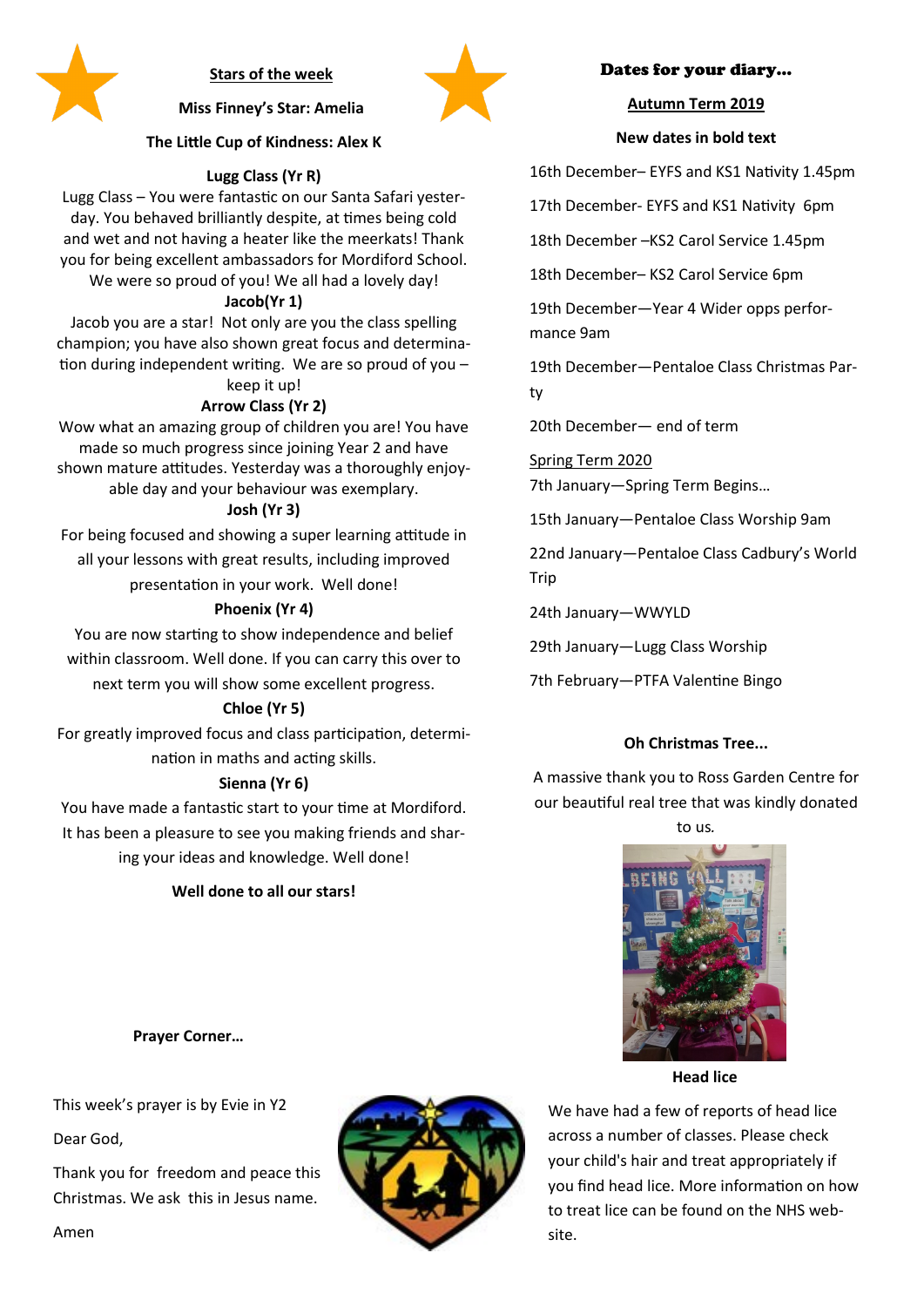## Stars of the week

**Miss Finney's Star: Amelia**

**The Little Cup of Kindness: Alex K**

**Lugg Class (Yr R)**

Lugg Class – You were fantastic on our Santa Safari yesterday. You behaved brilliantly despite, at times being cold and wet and not having a heater like the meerkats! Thank you for being excellent ambassadors for Mordiford School. We were so proud of you! We all had a lovely day!

**Jacob(Yr 1)**

Jacob you are a star! Not only are you the class spelling champion; you have also shown great focus and determination during independent writing. We are so proud of you – keep it up!

**Arrow Class (Yr 2)**

Wow what an amazing group of children you are! You have made so much progress since joining Year 2 and have shown mature attitudes. Yesterday was a thoroughly enjoyable day and your behaviour was exemplary.

**Josh (Yr 3)**

For being focused and showing a super learning attitude in all your lessons with great results, including improved presentation in your work. Well done!

**Phoenix (Yr 4)**

You are now starting to show independence and belief within classroom. Well done. If you can carry this over to next term you will show some excellent progress.

**Chloe (Yr 5)**

For greatly improved focus and class participation, determination in maths and acting skills.

**Sienna (Yr 6)**

You have made a fantastic start to your time at Mordiford. It has been a pleasure to see you making friends and sharing your ideas and knowledge. Well done!

**Well done to all our stars!**

**Prayer Corner…**

This week's prayer is by Evie in Y2

Dear God,

Thank you for freedom and peace this Christmas. We ask this in Jesus name.

Amen

## Dates for your diary…

**Autumn Term 2019**

**New dates in bold text**

16th December– EYFS and KS1 Nativity 1.45pm

17th December- EYFS and KS1 Nativity 6pm

18th December –KS2 Carol Service 1.45pm

18th December– KS2 Carol Service 6pm

19th December—Year 4 Wider opps performance 9am

19th December—Pentaloe Class Christmas Party

20th December— end of term

Spring Term 2020

7th January—Spring Term Begins…

15th January—Pentaloe Class Worship 9am

22nd January—Pentaloe Class Cadbury's World Trip

24th January—WWYLD

29th January—Lugg Class Worship

7th February—PTFA Valentine Bingo

**Oh Christmas Tree...**

A massive thank you to Ross Garden Centre for our beautiful real tree that was kindly donated to us.

**Head lice**

We have had a few of reports of head lice across a number of classes. Please check your child's hair and treat appropriately if you find head lice. More information on how to treat lice can be found on the NHS website.